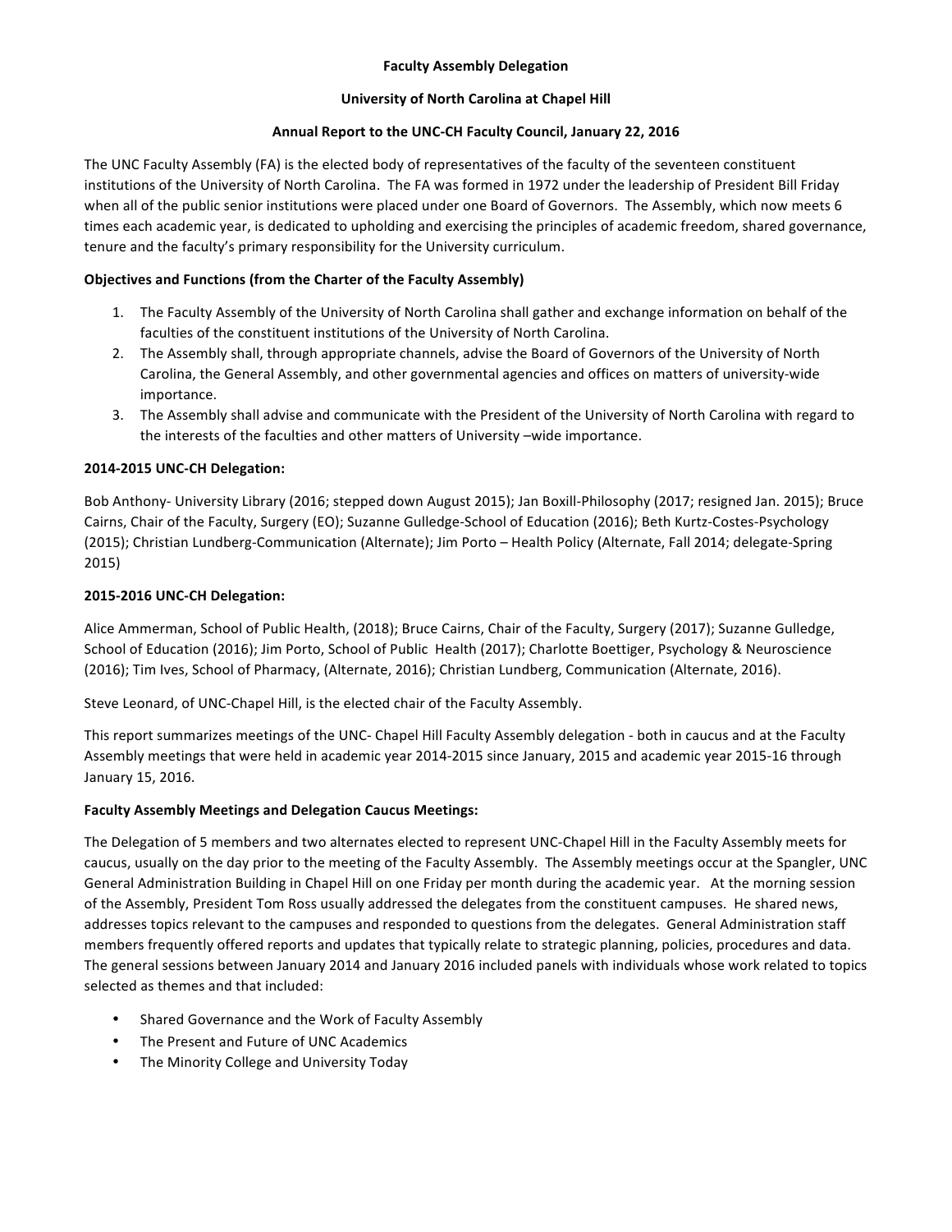**Faculty Assembly Delegation**

**University of North Carolina at Chapel Hill**

**Annual Report to the UNC-CH Faculty Council, January 22, 2016**

The UNC Faculty Assembly (FA) is the elected body of representatives of the faculty of the seventeen constituent institutions of the University of North Carolina. The FA was formed in 1972 under the leadership of President Bill Friday when all of the public senior institutions were placed under one Board of Governors. The Assembly, which now meets 6 times each academic year, is dedicated to upholding and exercising the principles of academic freedom, shared governance, tenure and the faculty's primary responsibility for the University curriculum.

**Objectives and Functions (from the Charter of the Faculty Assembly)**

1. The Faculty Assembly of the University of North Carolina shall gather and exchange information on behalf of the faculties of the constituent institutions of the University of North Carolina.
2. The Assembly shall, through appropriate channels, advise the Board of Governors of the University of North Carolina, the General Assembly, and other governmental agencies and offices on matters of university-wide importance.
3. The Assembly shall advise and communicate with the President of the University of North Carolina with regard to the interests of the faculties and other matters of University –wide importance.

**2014-2015 UNC-CH Delegation:**

Bob Anthony- University Library (2016; stepped down August 2015); Jan Boxill-Philosophy (2017; resigned Jan. 2015); Bruce Cairns, Chair of the Faculty, Surgery (EO); Suzanne Gulledge-School of Education (2016); Beth Kurtz-Costes-Psychology (2015); Christian Lundberg-Communication (Alternate); Jim Porto – Health Policy (Alternate, Fall 2014; delegate-Spring 2015)

**2015-2016 UNC-CH Delegation:**

Alice Ammerman, School of Public Health, (2018); Bruce Cairns, Chair of the Faculty, Surgery (2017); Suzanne Gulledge, School of Education (2016); Jim Porto, School of Public Health (2017); Charlotte Boettiger, Psychology & Neuroscience (2016); Tim Ives, School of Pharmacy, (Alternate, 2016); Christian Lundberg, Communication (Alternate, 2016).

Steve Leonard, of UNC-Chapel Hill, is the elected chair of the Faculty Assembly.

This report summarizes meetings of the UNC- Chapel Hill Faculty Assembly delegation - both in caucus and at the Faculty Assembly meetings that were held in academic year 2014-2015 since January, 2015 and academic year 2015-16 through January 15, 2016.

**Faculty Assembly Meetings and Delegation Caucus Meetings:**

The Delegation of 5 members and two alternates elected to represent UNC-Chapel Hill in the Faculty Assembly meets for caucus, usually on the day prior to the meeting of the Faculty Assembly. The Assembly meetings occur at the Spangler, UNC General Administration Building in Chapel Hill on one Friday per month during the academic year. At the morning session of the Assembly, President Tom Ross usually addressed the delegates from the constituent campuses. He shared news, addresses topics relevant to the campuses and responded to questions from the delegates. General Administration staff members frequently offered reports and updates that typically relate to strategic planning, policies, procedures and data. The general sessions between January 2014 and January 2016 included panels with individuals whose work related to topics selected as themes and that included:

- Shared Governance and the Work of Faculty Assembly
- The Present and Future of UNC Academics
- The Minority College and University Today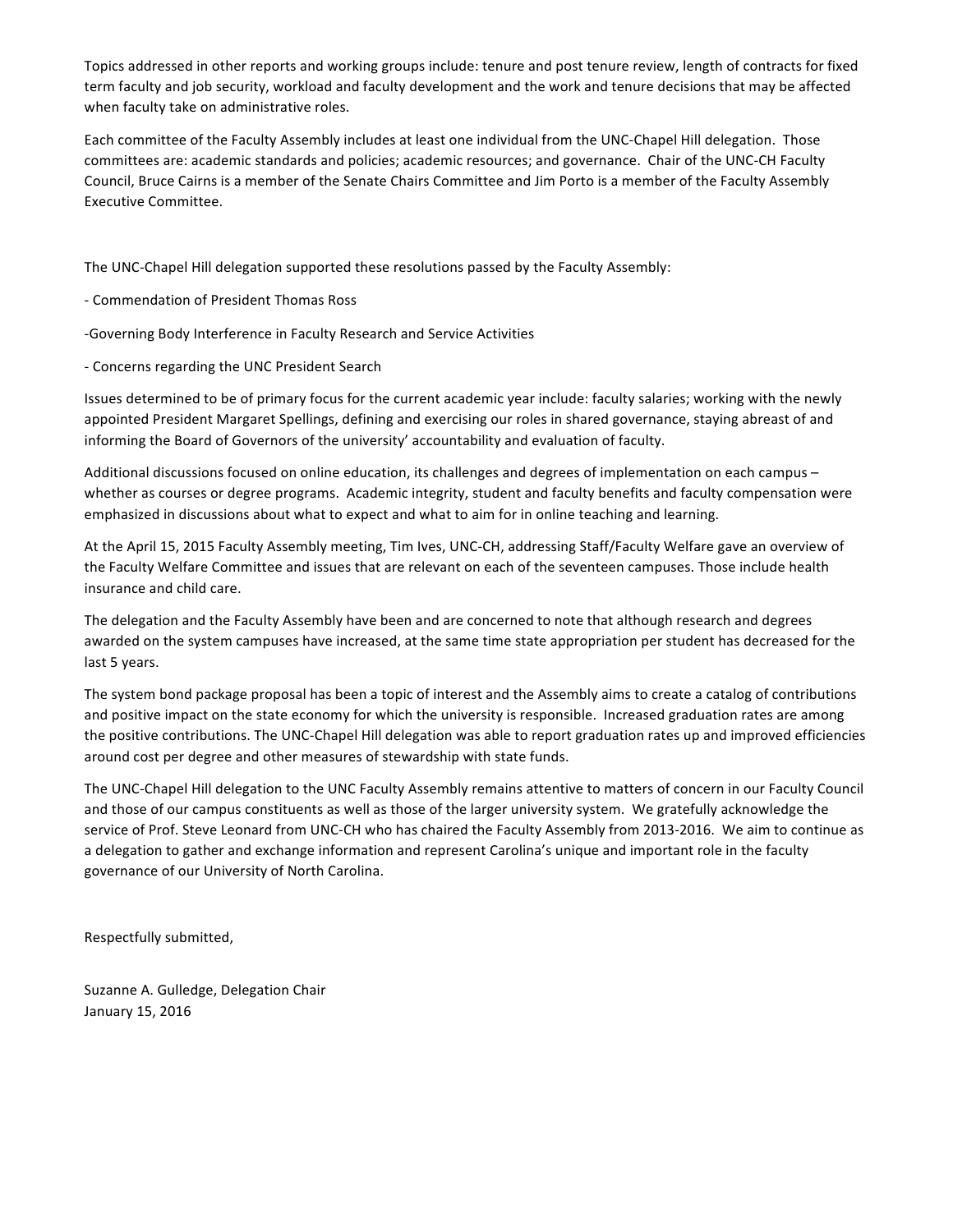Topics addressed in other reports and working groups include: tenure and post tenure review, length of contracts for fixed term faculty and job security, workload and faculty development and the work and tenure decisions that may be affected when faculty take on administrative roles.

Each committee of the Faculty Assembly includes at least one individual from the UNC-Chapel Hill delegation. Those committees are: academic standards and policies; academic resources; and governance. Chair of the UNC-CH Faculty Council, Bruce Cairns is a member of the Senate Chairs Committee and Jim Porto is a member of the Faculty Assembly Executive Committee.

The UNC-Chapel Hill delegation supported these resolutions passed by the Faculty Assembly:

- Commendation of President Thomas Ross

-Governing Body Interference in Faculty Research and Service Activities

- Concerns regarding the UNC President Search

Issues determined to be of primary focus for the current academic year include: faculty salaries; working with the newly appointed President Margaret Spellings, defining and exercising our roles in shared governance, staying abreast of and informing the Board of Governors of the university' accountability and evaluation of faculty.

Additional discussions focused on online education, its challenges and degrees of implementation on each campus – whether as courses or degree programs. Academic integrity, student and faculty benefits and faculty compensation were emphasized in discussions about what to expect and what to aim for in online teaching and learning.

At the April 15, 2015 Faculty Assembly meeting, Tim Ives, UNC-CH, addressing Staff/Faculty Welfare gave an overview of the Faculty Welfare Committee and issues that are relevant on each of the seventeen campuses. Those include health insurance and child care.

The delegation and the Faculty Assembly have been and are concerned to note that although research and degrees awarded on the system campuses have increased, at the same time state appropriation per student has decreased for the last 5 years.

The system bond package proposal has been a topic of interest and the Assembly aims to create a catalog of contributions and positive impact on the state economy for which the university is responsible. Increased graduation rates are among the positive contributions. The UNC-Chapel Hill delegation was able to report graduation rates up and improved efficiencies around cost per degree and other measures of stewardship with state funds.

The UNC-Chapel Hill delegation to the UNC Faculty Assembly remains attentive to matters of concern in our Faculty Council and those of our campus constituents as well as those of the larger university system. We gratefully acknowledge the service of Prof. Steve Leonard from UNC-CH who has chaired the Faculty Assembly from 2013-2016. We aim to continue as a delegation to gather and exchange information and represent Carolina's unique and important role in the faculty governance of our University of North Carolina.

Respectfully submitted,

Suzanne A. Gulledge, Delegation Chair
January 15, 2016